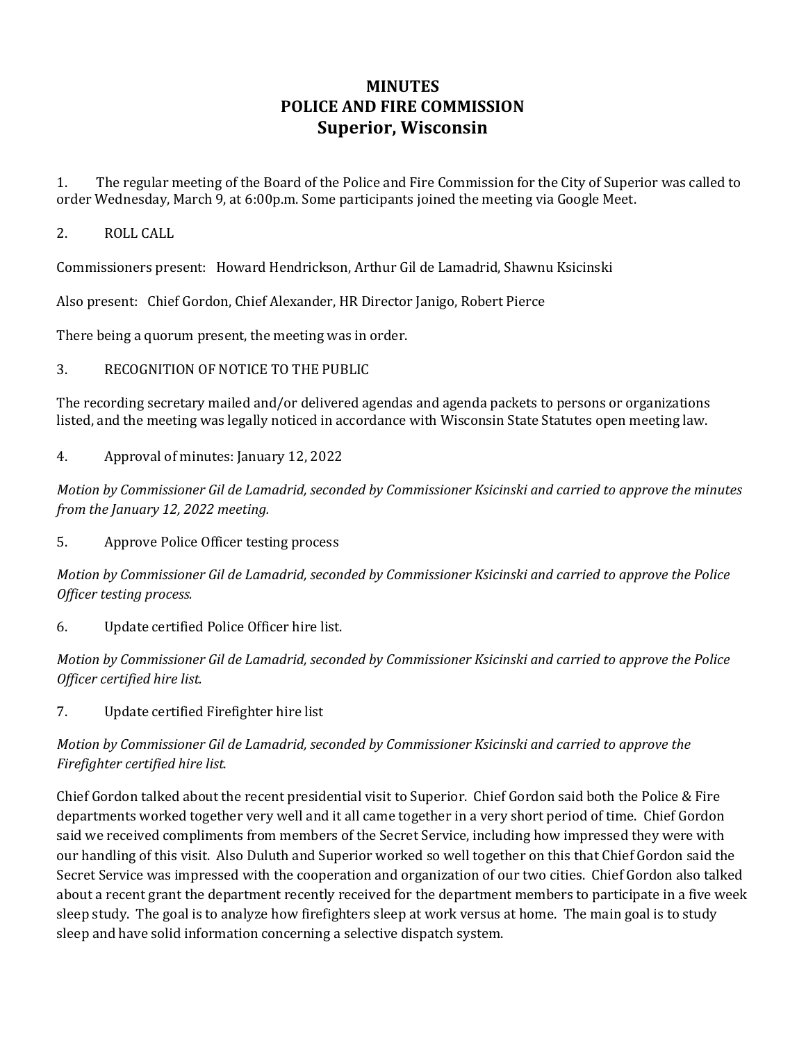# MINUTES
# POLICE AND FIRE COMMISSION
# Superior, Wisconsin

1. The regular meeting of the Board of the Police and Fire Commission for the City of Superior was called to order Wednesday, March 9, at 6:00p.m. Some participants joined the meeting via Google Meet.

2. ROLL CALL

Commissioners present: Howard Hendrickson, Arthur Gil de Lamadrid, Shawnu Ksicinski

Also present: Chief Gordon, Chief Alexander, HR Director Janigo, Robert Pierce

There being a quorum present, the meeting was in order.

3. RECOGNITION OF NOTICE TO THE PUBLIC

The recording secretary mailed and/or delivered agendas and agenda packets to persons or organizations listed, and the meeting was legally noticed in accordance with Wisconsin State Statutes open meeting law.

4. Approval of minutes: January 12, 2022

*Motion by Commissioner Gil de Lamadrid, seconded by Commissioner Ksicinski and carried to approve the minutes from the January 12, 2022 meeting.*

5. Approve Police Officer testing process

*Motion by Commissioner Gil de Lamadrid, seconded by Commissioner Ksicinski and carried to approve the Police Officer testing process.*

6. Update certified Police Officer hire list.

*Motion by Commissioner Gil de Lamadrid, seconded by Commissioner Ksicinski and carried to approve the Police Officer certified hire list.*

7. Update certified Firefighter hire list

*Motion by Commissioner Gil de Lamadrid, seconded by Commissioner Ksicinski and carried to approve the Firefighter certified hire list.*

Chief Gordon talked about the recent presidential visit to Superior. Chief Gordon said both the Police & Fire departments worked together very well and it all came together in a very short period of time. Chief Gordon said we received compliments from members of the Secret Service, including how impressed they were with our handling of this visit. Also Duluth and Superior worked so well together on this that Chief Gordon said the Secret Service was impressed with the cooperation and organization of our two cities. Chief Gordon also talked about a recent grant the department recently received for the department members to participate in a five week sleep study. The goal is to analyze how firefighters sleep at work versus at home. The main goal is to study sleep and have solid information concerning a selective dispatch system.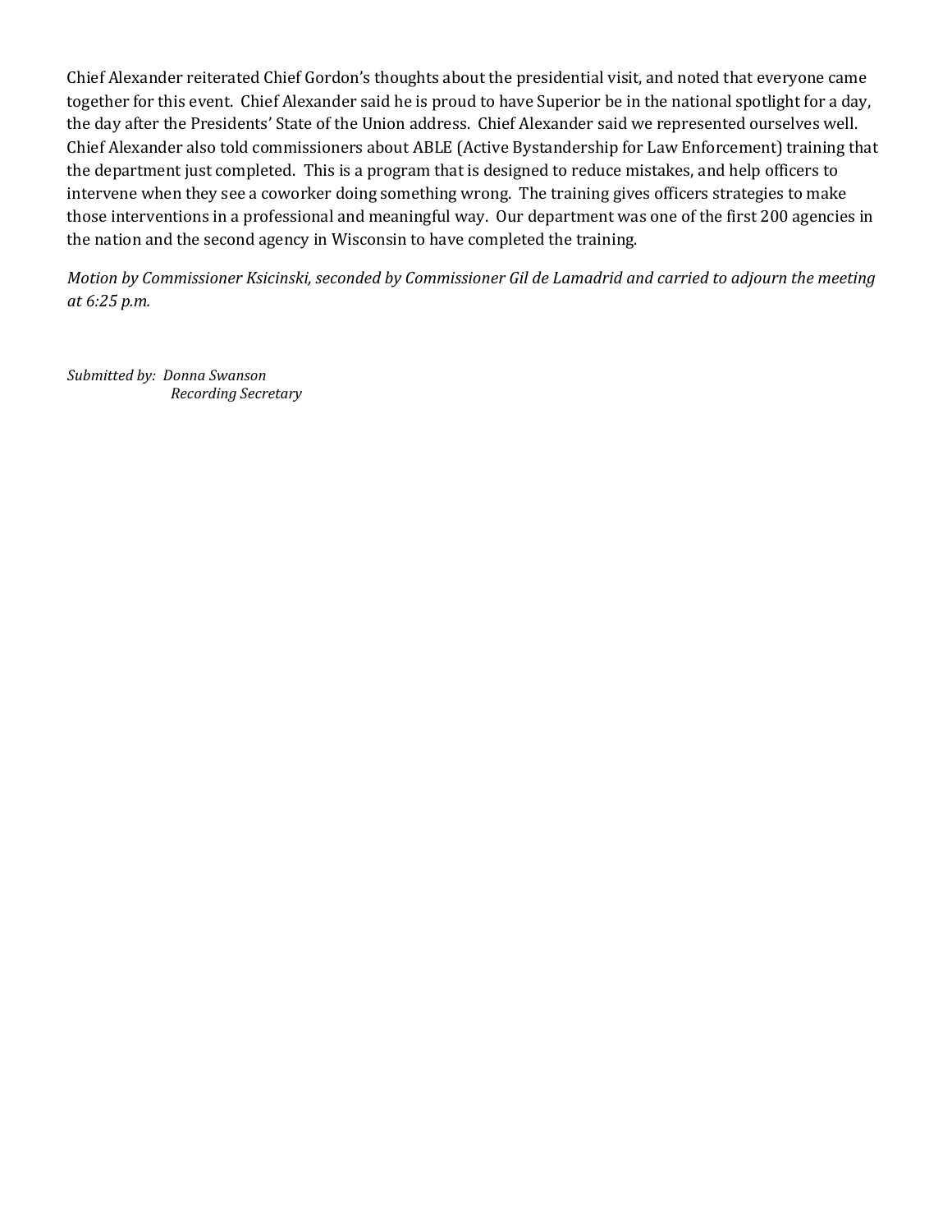Chief Alexander reiterated Chief Gordon's thoughts about the presidential visit, and noted that everyone came together for this event. Chief Alexander said he is proud to have Superior be in the national spotlight for a day, the day after the Presidents' State of the Union address. Chief Alexander said we represented ourselves well. Chief Alexander also told commissioners about ABLE (Active Bystandership for Law Enforcement) training that the department just completed. This is a program that is designed to reduce mistakes, and help officers to intervene when they see a coworker doing something wrong. The training gives officers strategies to make those interventions in a professional and meaningful way. Our department was one of the first 200 agencies in the nation and the second agency in Wisconsin to have completed the training.

*Motion by Commissioner Ksicinski, seconded by Commissioner Gil de Lamadrid and carried to adjourn the meeting at 6:25 p.m.*

*Submitted by: Donna Swanson*
*Recording Secretary*